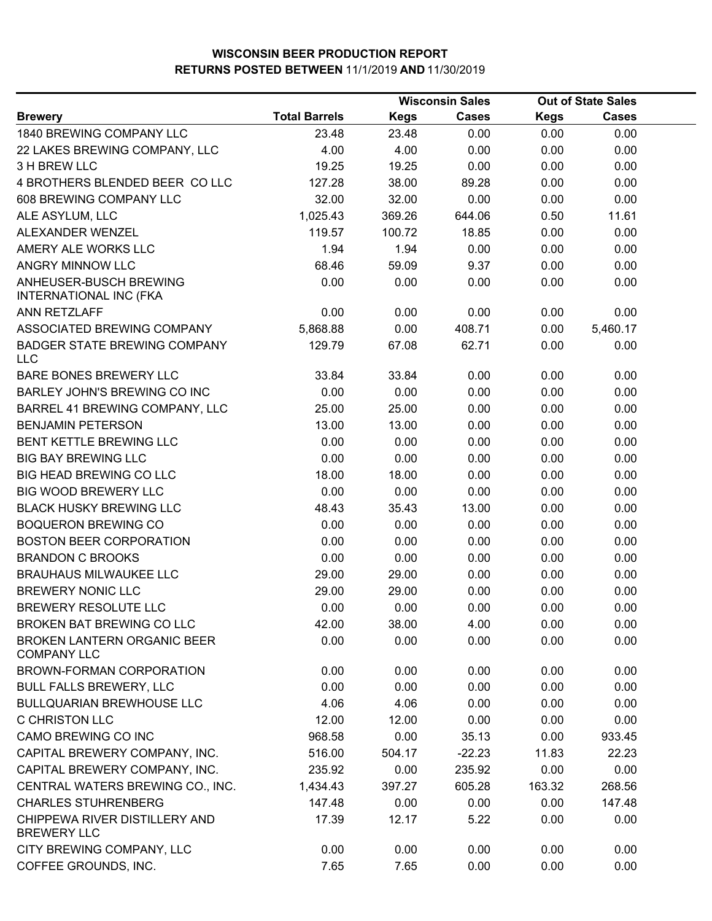# WISCONSIN BEER PRODUCTION REPORT

## RETURNS POSTED BETWEEN 11/1/2019 AND 11/30/2019

| Brewery | Total Barrels | Wisconsin Sales | | Out of State Sales | |
|---|---|---|---|---|---|
| | | Kegs | Cases | Kegs | Cases |
| 1840 BREWING COMPANY LLC | 23.48 | 23.48 | 0.00 | 0.00 | 0.00 |
| 22 LAKES BREWING COMPANY, LLC | 4.00 | 4.00 | 0.00 | 0.00 | 0.00 |
| 3 H BREW LLC | 19.25 | 19.25 | 0.00 | 0.00 | 0.00 |
| 4 BROTHERS BLENDED BEER CO LLC | 127.28 | 38.00 | 89.28 | 0.00 | 0.00 |
| 608 BREWING COMPANY LLC | 32.00 | 32.00 | 0.00 | 0.00 | 0.00 |
| ALE ASYLUM, LLC | 1,025.43 | 369.26 | 644.06 | 0.50 | 11.61 |
| ALEXANDER WENZEL | 119.57 | 100.72 | 18.85 | 0.00 | 0.00 |
| AMERY ALE WORKS LLC | 1.94 | 1.94 | 0.00 | 0.00 | 0.00 |
| ANGRY MINNOW LLC | 68.46 | 59.09 | 9.37 | 0.00 | 0.00 |
| ANHEUSER-BUSCH BREWING INTERNATIONAL INC (FKA | 0.00 | 0.00 | 0.00 | 0.00 | 0.00 |
| ANN RETZLAFF | 0.00 | 0.00 | 0.00 | 0.00 | 0.00 |
| ASSOCIATED BREWING COMPANY | 5,868.88 | 0.00 | 408.71 | 0.00 | 5,460.17 |
| BADGER STATE BREWING COMPANY LLC | 129.79 | 67.08 | 62.71 | 0.00 | 0.00 |
| BARE BONES BREWERY LLC | 33.84 | 33.84 | 0.00 | 0.00 | 0.00 |
| BARLEY JOHN'S BREWING CO INC | 0.00 | 0.00 | 0.00 | 0.00 | 0.00 |
| BARREL 41 BREWING COMPANY, LLC | 25.00 | 25.00 | 0.00 | 0.00 | 0.00 |
| BENJAMIN PETERSON | 13.00 | 13.00 | 0.00 | 0.00 | 0.00 |
| BENT KETTLE BREWING LLC | 0.00 | 0.00 | 0.00 | 0.00 | 0.00 |
| BIG BAY BREWING LLC | 0.00 | 0.00 | 0.00 | 0.00 | 0.00 |
| BIG HEAD BREWING CO LLC | 18.00 | 18.00 | 0.00 | 0.00 | 0.00 |
| BIG WOOD BREWERY LLC | 0.00 | 0.00 | 0.00 | 0.00 | 0.00 |
| BLACK HUSKY BREWING LLC | 48.43 | 35.43 | 13.00 | 0.00 | 0.00 |
| BOQUERON BREWING CO | 0.00 | 0.00 | 0.00 | 0.00 | 0.00 |
| BOSTON BEER CORPORATION | 0.00 | 0.00 | 0.00 | 0.00 | 0.00 |
| BRANDON C BROOKS | 0.00 | 0.00 | 0.00 | 0.00 | 0.00 |
| BRAUHAUS MILWAUKEE LLC | 29.00 | 29.00 | 0.00 | 0.00 | 0.00 |
| BREWERY NONIC LLC | 29.00 | 29.00 | 0.00 | 0.00 | 0.00 |
| BREWERY RESOLUTE LLC | 0.00 | 0.00 | 0.00 | 0.00 | 0.00 |
| BROKEN BAT BREWING CO LLC | 42.00 | 38.00 | 4.00 | 0.00 | 0.00 |
| BROKEN LANTERN ORGANIC BEER COMPANY LLC | 0.00 | 0.00 | 0.00 | 0.00 | 0.00 |
| BROWN-FORMAN CORPORATION | 0.00 | 0.00 | 0.00 | 0.00 | 0.00 |
| BULL FALLS BREWERY, LLC | 0.00 | 0.00 | 0.00 | 0.00 | 0.00 |
| BULLQUARIAN BREWHOUSE LLC | 4.06 | 4.06 | 0.00 | 0.00 | 0.00 |
| C CHRISTON LLC | 12.00 | 12.00 | 0.00 | 0.00 | 0.00 |
| CAMO BREWING CO INC | 968.58 | 0.00 | 35.13 | 0.00 | 933.45 |
| CAPITAL BREWERY COMPANY, INC. | 516.00 | 504.17 | -22.23 | 11.83 | 22.23 |
| CAPITAL BREWERY COMPANY, INC. | 235.92 | 0.00 | 235.92 | 0.00 | 0.00 |
| CENTRAL WATERS BREWING CO., INC. | 1,434.43 | 397.27 | 605.28 | 163.32 | 268.56 |
| CHARLES STUHRENBERG | 147.48 | 0.00 | 0.00 | 0.00 | 147.48 |
| CHIPPEWA RIVER DISTILLERY AND BREWERY LLC | 17.39 | 12.17 | 5.22 | 0.00 | 0.00 |
| CITY BREWING COMPANY, LLC | 0.00 | 0.00 | 0.00 | 0.00 | 0.00 |
| COFFEE GROUNDS, INC. | 7.65 | 7.65 | 0.00 | 0.00 | 0.00 |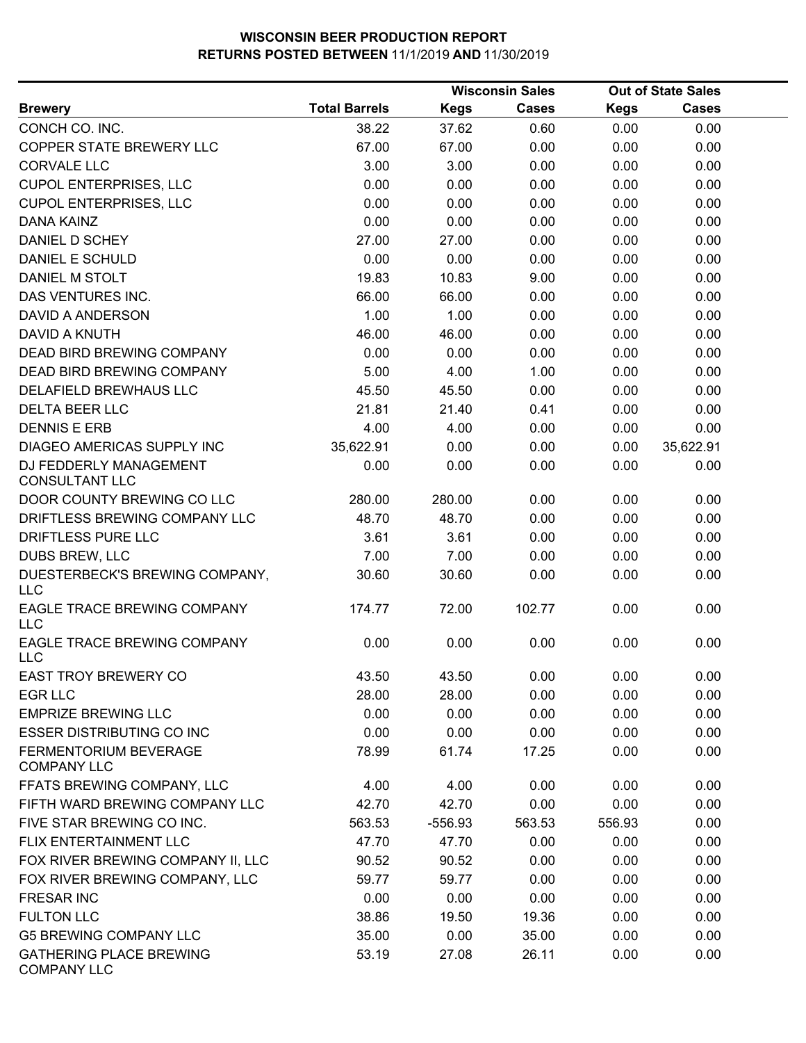# WISCONSIN BEER PRODUCTION REPORT

**RETURNS POSTED BETWEEN** 11/1/2019 **AND** 11/30/2019

| Brewery | Total Barrels | Wisconsin Sales Kegs | Wisconsin Sales Cases | Out of State Sales Kegs | Out of State Sales Cases |
|---|---|---|---|---|---|
| CONCH CO. INC. | 38.22 | 37.62 | 0.60 | 0.00 | 0.00 |
| COPPER STATE BREWERY LLC | 67.00 | 67.00 | 0.00 | 0.00 | 0.00 |
| CORVALE LLC | 3.00 | 3.00 | 0.00 | 0.00 | 0.00 |
| CUPOL ENTERPRISES, LLC | 0.00 | 0.00 | 0.00 | 0.00 | 0.00 |
| CUPOL ENTERPRISES, LLC | 0.00 | 0.00 | 0.00 | 0.00 | 0.00 |
| DANA KAINZ | 0.00 | 0.00 | 0.00 | 0.00 | 0.00 |
| DANIEL D SCHEY | 27.00 | 27.00 | 0.00 | 0.00 | 0.00 |
| DANIEL E SCHULD | 0.00 | 0.00 | 0.00 | 0.00 | 0.00 |
| DANIEL M STOLT | 19.83 | 10.83 | 9.00 | 0.00 | 0.00 |
| DAS VENTURES INC. | 66.00 | 66.00 | 0.00 | 0.00 | 0.00 |
| DAVID A ANDERSON | 1.00 | 1.00 | 0.00 | 0.00 | 0.00 |
| DAVID A KNUTH | 46.00 | 46.00 | 0.00 | 0.00 | 0.00 |
| DEAD BIRD BREWING COMPANY | 0.00 | 0.00 | 0.00 | 0.00 | 0.00 |
| DEAD BIRD BREWING COMPANY | 5.00 | 4.00 | 1.00 | 0.00 | 0.00 |
| DELAFIELD BREWHAUS LLC | 45.50 | 45.50 | 0.00 | 0.00 | 0.00 |
| DELTA BEER LLC | 21.81 | 21.40 | 0.41 | 0.00 | 0.00 |
| DENNIS E ERB | 4.00 | 4.00 | 0.00 | 0.00 | 0.00 |
| DIAGEO AMERICAS SUPPLY INC | 35,622.91 | 0.00 | 0.00 | 0.00 | 35,622.91 |
| DJ FEDDERLY MANAGEMENT CONSULTANT LLC | 0.00 | 0.00 | 0.00 | 0.00 | 0.00 |
| DOOR COUNTY BREWING CO LLC | 280.00 | 280.00 | 0.00 | 0.00 | 0.00 |
| DRIFTLESS BREWING COMPANY LLC | 48.70 | 48.70 | 0.00 | 0.00 | 0.00 |
| DRIFTLESS PURE LLC | 3.61 | 3.61 | 0.00 | 0.00 | 0.00 |
| DUBS BREW, LLC | 7.00 | 7.00 | 0.00 | 0.00 | 0.00 |
| DUESTERBECK'S BREWING COMPANY, LLC | 30.60 | 30.60 | 0.00 | 0.00 | 0.00 |
| EAGLE TRACE BREWING COMPANY LLC | 174.77 | 72.00 | 102.77 | 0.00 | 0.00 |
| EAGLE TRACE BREWING COMPANY LLC | 0.00 | 0.00 | 0.00 | 0.00 | 0.00 |
| EAST TROY BREWERY CO | 43.50 | 43.50 | 0.00 | 0.00 | 0.00 |
| EGR LLC | 28.00 | 28.00 | 0.00 | 0.00 | 0.00 |
| EMPRIZE BREWING LLC | 0.00 | 0.00 | 0.00 | 0.00 | 0.00 |
| ESSER DISTRIBUTING CO INC | 0.00 | 0.00 | 0.00 | 0.00 | 0.00 |
| FERMENTORIUM BEVERAGE COMPANY LLC | 78.99 | 61.74 | 17.25 | 0.00 | 0.00 |
| FFATS BREWING COMPANY, LLC | 4.00 | 4.00 | 0.00 | 0.00 | 0.00 |
| FIFTH WARD BREWING COMPANY LLC | 42.70 | 42.70 | 0.00 | 0.00 | 0.00 |
| FIVE STAR BREWING CO INC. | 563.53 | -556.93 | 563.53 | 556.93 | 0.00 |
| FLIX ENTERTAINMENT LLC | 47.70 | 47.70 | 0.00 | 0.00 | 0.00 |
| FOX RIVER BREWING COMPANY II, LLC | 90.52 | 90.52 | 0.00 | 0.00 | 0.00 |
| FOX RIVER BREWING COMPANY, LLC | 59.77 | 59.77 | 0.00 | 0.00 | 0.00 |
| FRESAR INC | 0.00 | 0.00 | 0.00 | 0.00 | 0.00 |
| FULTON LLC | 38.86 | 19.50 | 19.36 | 0.00 | 0.00 |
| G5 BREWING COMPANY LLC | 35.00 | 0.00 | 35.00 | 0.00 | 0.00 |
| GATHERING PLACE BREWING COMPANY LLC | 53.19 | 27.08 | 26.11 | 0.00 | 0.00 |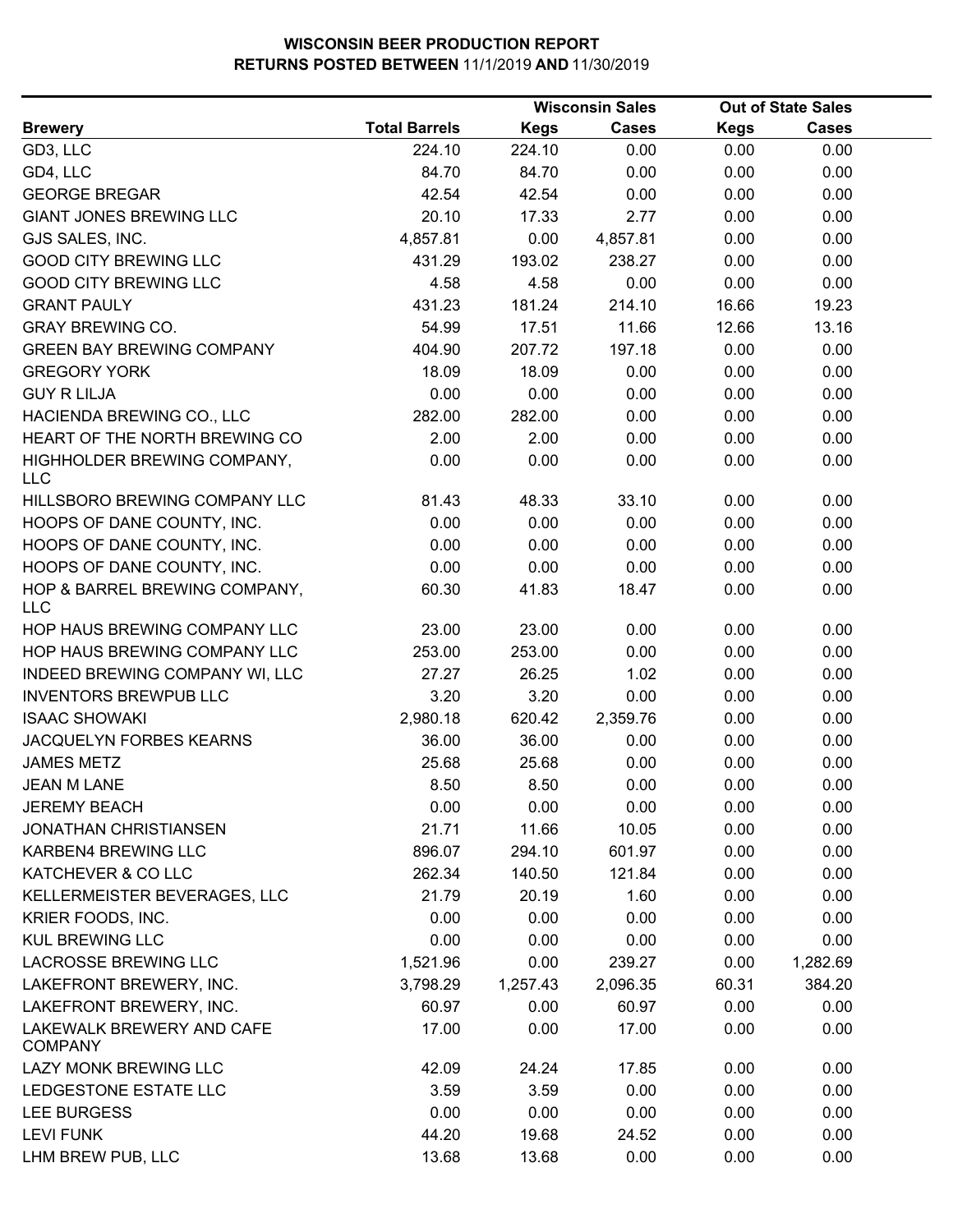**WISCONSIN BEER PRODUCTION REPORT**
**RETURNS POSTED BETWEEN** 11/1/2019 **AND** 11/30/2019

| Brewery | Total Barrels | Wisconsin Sales Kegs | Wisconsin Sales Cases | Out of State Sales Kegs | Out of State Sales Cases |
|---|---|---|---|---|---|
| GD3, LLC | 224.10 | 224.10 | 0.00 | 0.00 | 0.00 |
| GD4, LLC | 84.70 | 84.70 | 0.00 | 0.00 | 0.00 |
| GEORGE BREGAR | 42.54 | 42.54 | 0.00 | 0.00 | 0.00 |
| GIANT JONES BREWING LLC | 20.10 | 17.33 | 2.77 | 0.00 | 0.00 |
| GJS SALES, INC. | 4,857.81 | 0.00 | 4,857.81 | 0.00 | 0.00 |
| GOOD CITY BREWING LLC | 431.29 | 193.02 | 238.27 | 0.00 | 0.00 |
| GOOD CITY BREWING LLC | 4.58 | 4.58 | 0.00 | 0.00 | 0.00 |
| GRANT PAULY | 431.23 | 181.24 | 214.10 | 16.66 | 19.23 |
| GRAY BREWING CO. | 54.99 | 17.51 | 11.66 | 12.66 | 13.16 |
| GREEN BAY BREWING COMPANY | 404.90 | 207.72 | 197.18 | 0.00 | 0.00 |
| GREGORY YORK | 18.09 | 18.09 | 0.00 | 0.00 | 0.00 |
| GUY R LILJA | 0.00 | 0.00 | 0.00 | 0.00 | 0.00 |
| HACIENDA BREWING CO., LLC | 282.00 | 282.00 | 0.00 | 0.00 | 0.00 |
| HEART OF THE NORTH BREWING CO | 2.00 | 2.00 | 0.00 | 0.00 | 0.00 |
| HIGHHOLDER BREWING COMPANY, LLC | 0.00 | 0.00 | 0.00 | 0.00 | 0.00 |
| HILLSBORO BREWING COMPANY LLC | 81.43 | 48.33 | 33.10 | 0.00 | 0.00 |
| HOOPS OF DANE COUNTY, INC. | 0.00 | 0.00 | 0.00 | 0.00 | 0.00 |
| HOOPS OF DANE COUNTY, INC. | 0.00 | 0.00 | 0.00 | 0.00 | 0.00 |
| HOOPS OF DANE COUNTY, INC. | 0.00 | 0.00 | 0.00 | 0.00 | 0.00 |
| HOP & BARREL BREWING COMPANY, LLC | 60.30 | 41.83 | 18.47 | 0.00 | 0.00 |
| HOP HAUS BREWING COMPANY LLC | 23.00 | 23.00 | 0.00 | 0.00 | 0.00 |
| HOP HAUS BREWING COMPANY LLC | 253.00 | 253.00 | 0.00 | 0.00 | 0.00 |
| INDEED BREWING COMPANY WI, LLC | 27.27 | 26.25 | 1.02 | 0.00 | 0.00 |
| INVENTORS BREWPUB LLC | 3.20 | 3.20 | 0.00 | 0.00 | 0.00 |
| ISAAC SHOWAKI | 2,980.18 | 620.42 | 2,359.76 | 0.00 | 0.00 |
| JACQUELYN FORBES KEARNS | 36.00 | 36.00 | 0.00 | 0.00 | 0.00 |
| JAMES METZ | 25.68 | 25.68 | 0.00 | 0.00 | 0.00 |
| JEAN M LANE | 8.50 | 8.50 | 0.00 | 0.00 | 0.00 |
| JEREMY BEACH | 0.00 | 0.00 | 0.00 | 0.00 | 0.00 |
| JONATHAN CHRISTIANSEN | 21.71 | 11.66 | 10.05 | 0.00 | 0.00 |
| KARBEN4 BREWING LLC | 896.07 | 294.10 | 601.97 | 0.00 | 0.00 |
| KATCHEVER & CO LLC | 262.34 | 140.50 | 121.84 | 0.00 | 0.00 |
| KELLERMEISTER BEVERAGES, LLC | 21.79 | 20.19 | 1.60 | 0.00 | 0.00 |
| KRIER FOODS, INC. | 0.00 | 0.00 | 0.00 | 0.00 | 0.00 |
| KUL BREWING LLC | 0.00 | 0.00 | 0.00 | 0.00 | 0.00 |
| LACROSSE BREWING LLC | 1,521.96 | 0.00 | 239.27 | 0.00 | 1,282.69 |
| LAKEFRONT BREWERY, INC. | 3,798.29 | 1,257.43 | 2,096.35 | 60.31 | 384.20 |
| LAKEFRONT BREWERY, INC. | 60.97 | 0.00 | 60.97 | 0.00 | 0.00 |
| LAKEWALK BREWERY AND CAFE COMPANY | 17.00 | 0.00 | 17.00 | 0.00 | 0.00 |
| LAZY MONK BREWING LLC | 42.09 | 24.24 | 17.85 | 0.00 | 0.00 |
| LEDGESTONE ESTATE LLC | 3.59 | 3.59 | 0.00 | 0.00 | 0.00 |
| LEE BURGESS | 0.00 | 0.00 | 0.00 | 0.00 | 0.00 |
| LEVI FUNK | 44.20 | 19.68 | 24.52 | 0.00 | 0.00 |
| LHM BREW PUB, LLC | 13.68 | 13.68 | 0.00 | 0.00 | 0.00 |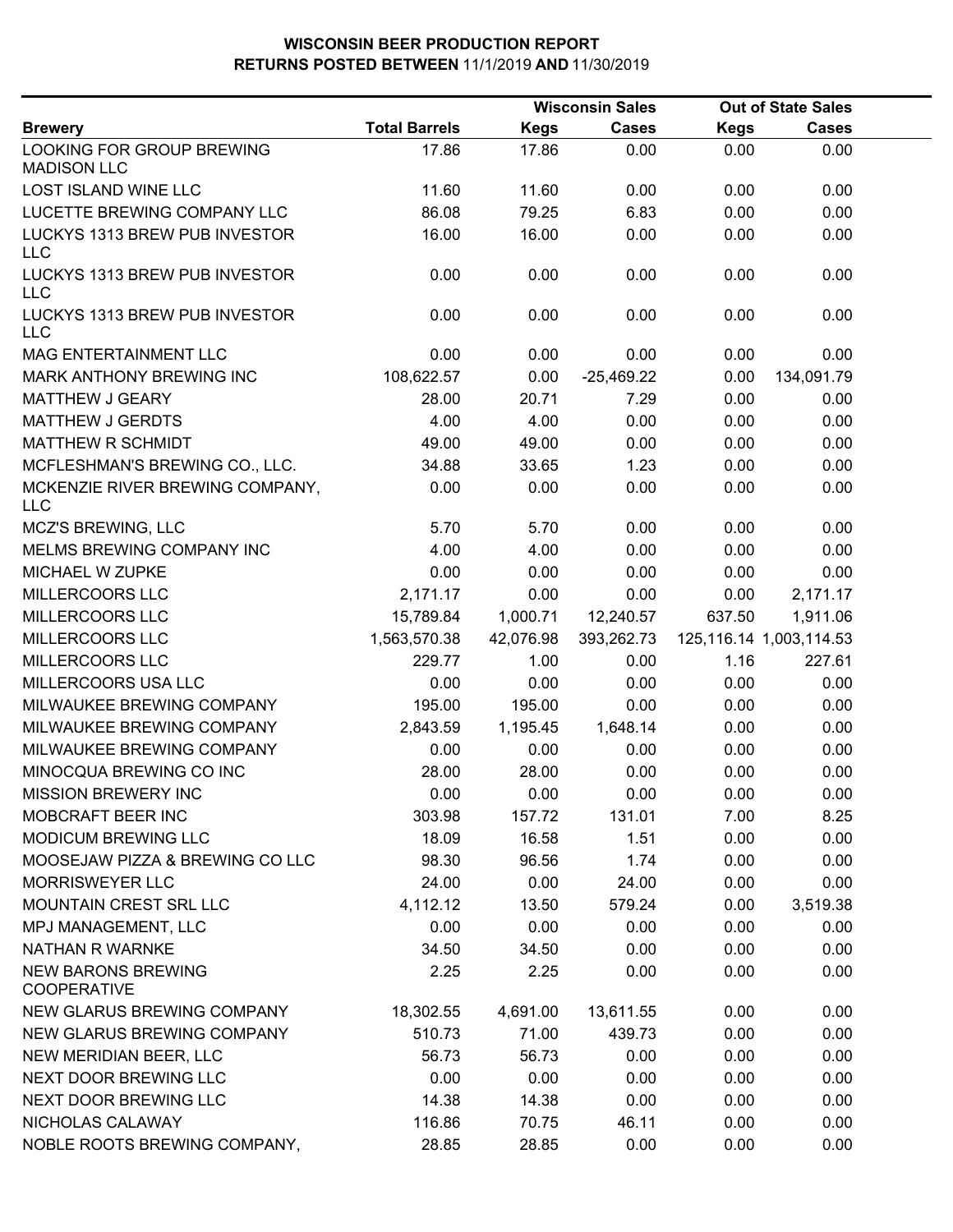# WISCONSIN BEER PRODUCTION REPORT

## RETURNS POSTED BETWEEN 11/1/2019 AND 11/30/2019

| | | Wisconsin Sales | | Out of State Sales | |
|---|---|---|---|---|---|
| **Brewery** | **Total Barrels** | **Kegs** | **Cases** | **Kegs** | **Cases** |
| LOOKING FOR GROUP BREWING MADISON LLC | 17.86 | 17.86 | 0.00 | 0.00 | 0.00 |
| LOST ISLAND WINE LLC | 11.60 | 11.60 | 0.00 | 0.00 | 0.00 |
| LUCETTE BREWING COMPANY LLC | 86.08 | 79.25 | 6.83 | 0.00 | 0.00 |
| LUCKYS 1313 BREW PUB INVESTOR LLC | 16.00 | 16.00 | 0.00 | 0.00 | 0.00 |
| LUCKYS 1313 BREW PUB INVESTOR LLC | 0.00 | 0.00 | 0.00 | 0.00 | 0.00 |
| LUCKYS 1313 BREW PUB INVESTOR LLC | 0.00 | 0.00 | 0.00 | 0.00 | 0.00 |
| MAG ENTERTAINMENT LLC | 0.00 | 0.00 | 0.00 | 0.00 | 0.00 |
| MARK ANTHONY BREWING INC | 108,622.57 | 0.00 | -25,469.22 | 0.00 | 134,091.79 |
| MATTHEW J GEARY | 28.00 | 20.71 | 7.29 | 0.00 | 0.00 |
| MATTHEW J GERDTS | 4.00 | 4.00 | 0.00 | 0.00 | 0.00 |
| MATTHEW R SCHMIDT | 49.00 | 49.00 | 0.00 | 0.00 | 0.00 |
| MCFLESHMAN'S BREWING CO., LLC. | 34.88 | 33.65 | 1.23 | 0.00 | 0.00 |
| MCKENZIE RIVER BREWING COMPANY, LLC | 0.00 | 0.00 | 0.00 | 0.00 | 0.00 |
| MCZ'S BREWING, LLC | 5.70 | 5.70 | 0.00 | 0.00 | 0.00 |
| MELMS BREWING COMPANY INC | 4.00 | 4.00 | 0.00 | 0.00 | 0.00 |
| MICHAEL W ZUPKE | 0.00 | 0.00 | 0.00 | 0.00 | 0.00 |
| MILLERCOORS LLC | 2,171.17 | 0.00 | 0.00 | 0.00 | 2,171.17 |
| MILLERCOORS LLC | 15,789.84 | 1,000.71 | 12,240.57 | 637.50 | 1,911.06 |
| MILLERCOORS LLC | 1,563,570.38 | 42,076.98 | 393,262.73 | 125,116.14 | 1,003,114.53 |
| MILLERCOORS LLC | 229.77 | 1.00 | 0.00 | 1.16 | 227.61 |
| MILLERCOORS USA LLC | 0.00 | 0.00 | 0.00 | 0.00 | 0.00 |
| MILWAUKEE BREWING COMPANY | 195.00 | 195.00 | 0.00 | 0.00 | 0.00 |
| MILWAUKEE BREWING COMPANY | 2,843.59 | 1,195.45 | 1,648.14 | 0.00 | 0.00 |
| MILWAUKEE BREWING COMPANY | 0.00 | 0.00 | 0.00 | 0.00 | 0.00 |
| MINOCQUA BREWING CO INC | 28.00 | 28.00 | 0.00 | 0.00 | 0.00 |
| MISSION BREWERY INC | 0.00 | 0.00 | 0.00 | 0.00 | 0.00 |
| MOBCRAFT BEER INC | 303.98 | 157.72 | 131.01 | 7.00 | 8.25 |
| MODICUM BREWING LLC | 18.09 | 16.58 | 1.51 | 0.00 | 0.00 |
| MOOSEJAW PIZZA & BREWING CO LLC | 98.30 | 96.56 | 1.74 | 0.00 | 0.00 |
| MORRISWEYER LLC | 24.00 | 0.00 | 24.00 | 0.00 | 0.00 |
| MOUNTAIN CREST SRL LLC | 4,112.12 | 13.50 | 579.24 | 0.00 | 3,519.38 |
| MPJ MANAGEMENT, LLC | 0.00 | 0.00 | 0.00 | 0.00 | 0.00 |
| NATHAN R WARNKE | 34.50 | 34.50 | 0.00 | 0.00 | 0.00 |
| NEW BARONS BREWING COOPERATIVE | 2.25 | 2.25 | 0.00 | 0.00 | 0.00 |
| NEW GLARUS BREWING COMPANY | 18,302.55 | 4,691.00 | 13,611.55 | 0.00 | 0.00 |
| NEW GLARUS BREWING COMPANY | 510.73 | 71.00 | 439.73 | 0.00 | 0.00 |
| NEW MERIDIAN BEER, LLC | 56.73 | 56.73 | 0.00 | 0.00 | 0.00 |
| NEXT DOOR BREWING LLC | 0.00 | 0.00 | 0.00 | 0.00 | 0.00 |
| NEXT DOOR BREWING LLC | 14.38 | 14.38 | 0.00 | 0.00 | 0.00 |
| NICHOLAS CALAWAY | 116.86 | 70.75 | 46.11 | 0.00 | 0.00 |
| NOBLE ROOTS BREWING COMPANY, | 28.85 | 28.85 | 0.00 | 0.00 | 0.00 |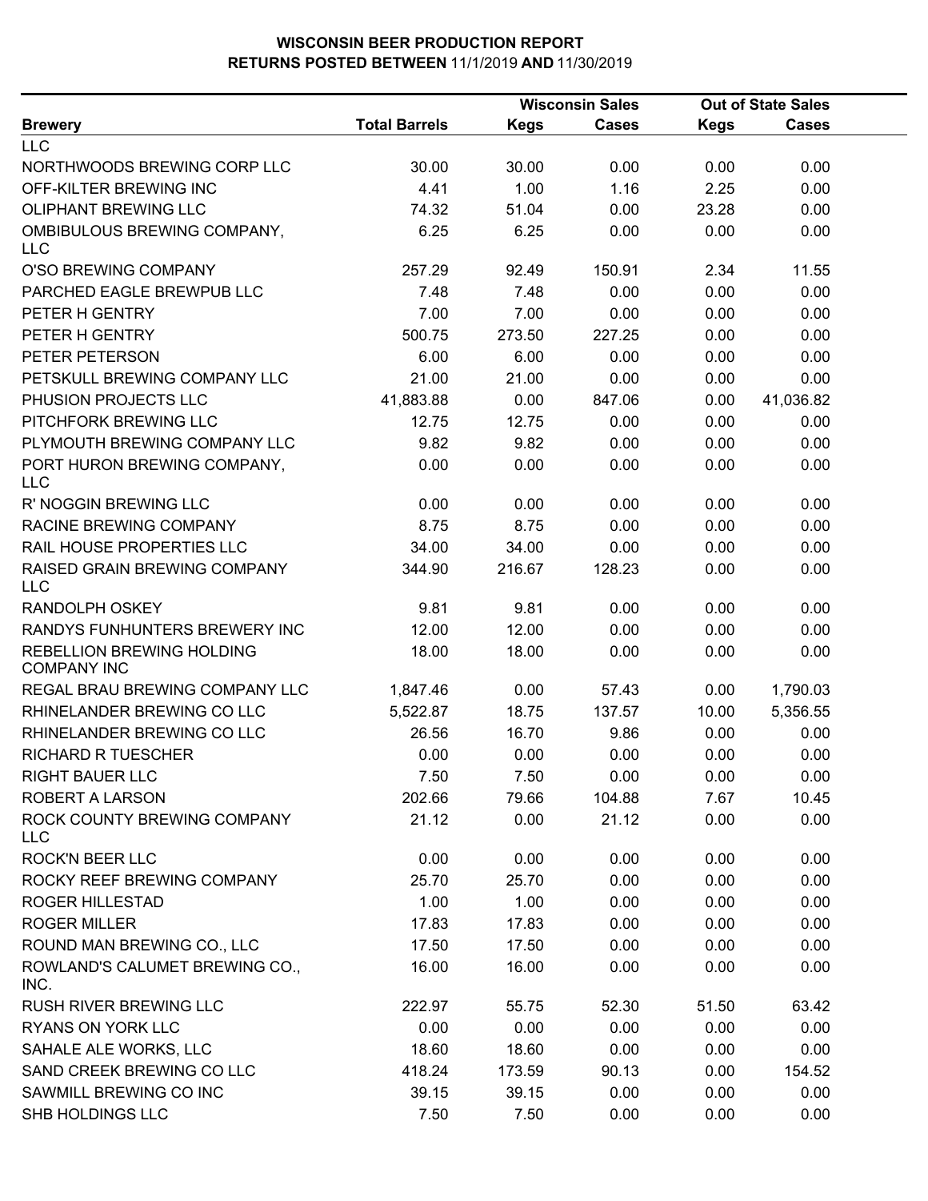# WISCONSIN BEER PRODUCTION REPORT
## RETURNS POSTED BETWEEN 11/1/2019 AND 11/30/2019

| | | Wisconsin Sales | | Out of State Sales | |
|---|---|---|---|---|---|
| **Brewery** | **Total Barrels** | **Kegs** | **Cases** | **Kegs** | **Cases** |
| LLC | | | | | |
| NORTHWOODS BREWING CORP LLC | 30.00 | 30.00 | 0.00 | 0.00 | 0.00 |
| OFF-KILTER BREWING INC | 4.41 | 1.00 | 1.16 | 2.25 | 0.00 |
| OLIPHANT BREWING LLC | 74.32 | 51.04 | 0.00 | 23.28 | 0.00 |
| OMBIBULOUS BREWING COMPANY, LLC | 6.25 | 6.25 | 0.00 | 0.00 | 0.00 |
| O'SO BREWING COMPANY | 257.29 | 92.49 | 150.91 | 2.34 | 11.55 |
| PARCHED EAGLE BREWPUB LLC | 7.48 | 7.48 | 0.00 | 0.00 | 0.00 |
| PETER H GENTRY | 7.00 | 7.00 | 0.00 | 0.00 | 0.00 |
| PETER H GENTRY | 500.75 | 273.50 | 227.25 | 0.00 | 0.00 |
| PETER PETERSON | 6.00 | 6.00 | 0.00 | 0.00 | 0.00 |
| PETSKULL BREWING COMPANY LLC | 21.00 | 21.00 | 0.00 | 0.00 | 0.00 |
| PHUSION PROJECTS LLC | 41,883.88 | 0.00 | 847.06 | 0.00 | 41,036.82 |
| PITCHFORK BREWING LLC | 12.75 | 12.75 | 0.00 | 0.00 | 0.00 |
| PLYMOUTH BREWING COMPANY LLC | 9.82 | 9.82 | 0.00 | 0.00 | 0.00 |
| PORT HURON BREWING COMPANY, LLC | 0.00 | 0.00 | 0.00 | 0.00 | 0.00 |
| R' NOGGIN BREWING LLC | 0.00 | 0.00 | 0.00 | 0.00 | 0.00 |
| RACINE BREWING COMPANY | 8.75 | 8.75 | 0.00 | 0.00 | 0.00 |
| RAIL HOUSE PROPERTIES LLC | 34.00 | 34.00 | 0.00 | 0.00 | 0.00 |
| RAISED GRAIN BREWING COMPANY LLC | 344.90 | 216.67 | 128.23 | 0.00 | 0.00 |
| RANDOLPH OSKEY | 9.81 | 9.81 | 0.00 | 0.00 | 0.00 |
| RANDYS FUNHUNTERS BREWERY INC | 12.00 | 12.00 | 0.00 | 0.00 | 0.00 |
| REBELLION BREWING HOLDING COMPANY INC | 18.00 | 18.00 | 0.00 | 0.00 | 0.00 |
| REGAL BRAU BREWING COMPANY LLC | 1,847.46 | 0.00 | 57.43 | 0.00 | 1,790.03 |
| RHINELANDER BREWING CO LLC | 5,522.87 | 18.75 | 137.57 | 10.00 | 5,356.55 |
| RHINELANDER BREWING CO LLC | 26.56 | 16.70 | 9.86 | 0.00 | 0.00 |
| RICHARD R TUESCHER | 0.00 | 0.00 | 0.00 | 0.00 | 0.00 |
| RIGHT BAUER LLC | 7.50 | 7.50 | 0.00 | 0.00 | 0.00 |
| ROBERT A LARSON | 202.66 | 79.66 | 104.88 | 7.67 | 10.45 |
| ROCK COUNTY BREWING COMPANY LLC | 21.12 | 0.00 | 21.12 | 0.00 | 0.00 |
| ROCK'N BEER LLC | 0.00 | 0.00 | 0.00 | 0.00 | 0.00 |
| ROCKY REEF BREWING COMPANY | 25.70 | 25.70 | 0.00 | 0.00 | 0.00 |
| ROGER HILLESTAD | 1.00 | 1.00 | 0.00 | 0.00 | 0.00 |
| ROGER MILLER | 17.83 | 17.83 | 0.00 | 0.00 | 0.00 |
| ROUND MAN BREWING CO., LLC | 17.50 | 17.50 | 0.00 | 0.00 | 0.00 |
| ROWLAND'S CALUMET BREWING CO., INC. | 16.00 | 16.00 | 0.00 | 0.00 | 0.00 |
| RUSH RIVER BREWING LLC | 222.97 | 55.75 | 52.30 | 51.50 | 63.42 |
| RYANS ON YORK LLC | 0.00 | 0.00 | 0.00 | 0.00 | 0.00 |
| SAHALE ALE WORKS, LLC | 18.60 | 18.60 | 0.00 | 0.00 | 0.00 |
| SAND CREEK BREWING CO LLC | 418.24 | 173.59 | 90.13 | 0.00 | 154.52 |
| SAWMILL BREWING CO INC | 39.15 | 39.15 | 0.00 | 0.00 | 0.00 |
| SHB HOLDINGS LLC | 7.50 | 7.50 | 0.00 | 0.00 | 0.00 |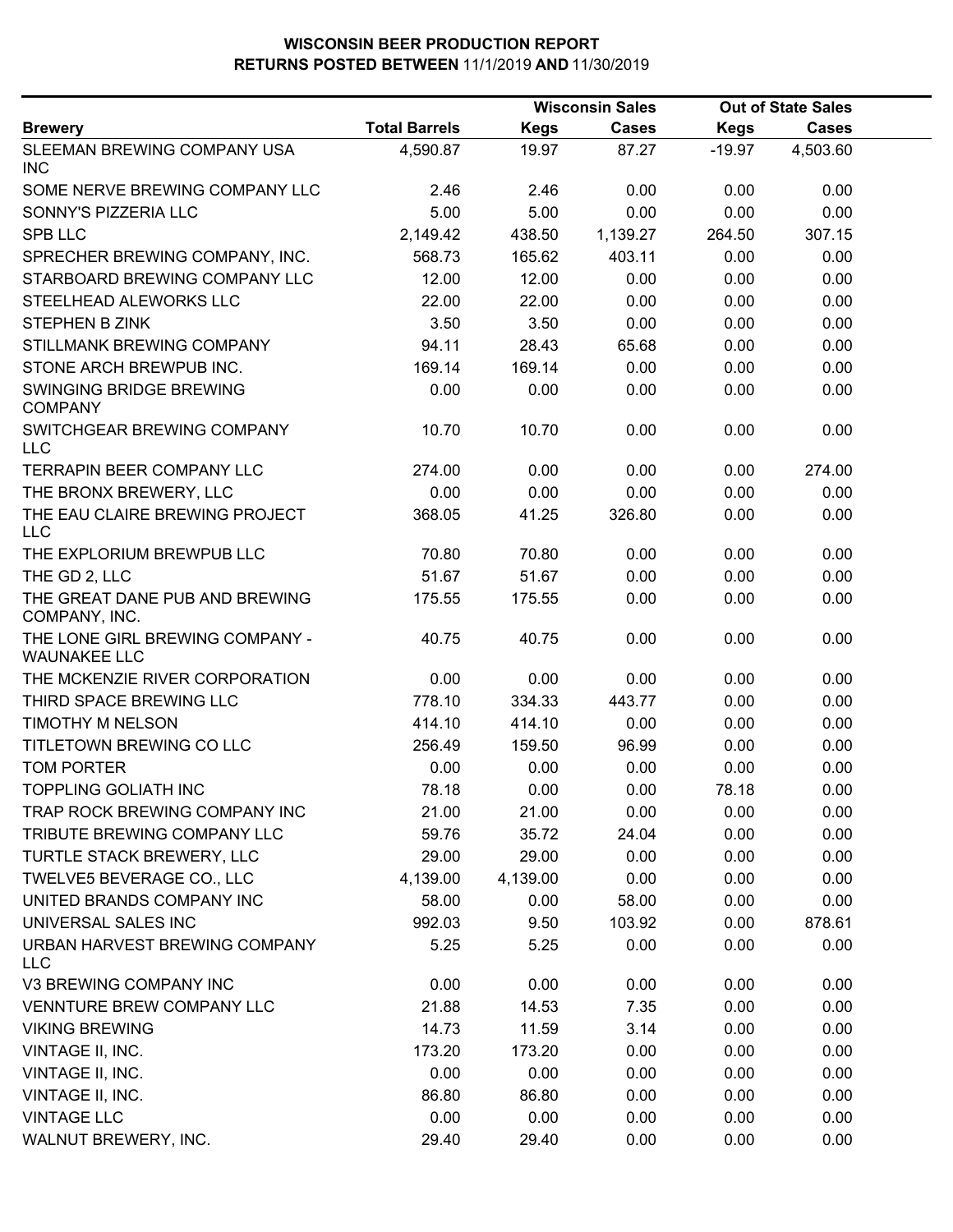# WISCONSIN BEER PRODUCTION REPORT

## RETURNS POSTED BETWEEN 11/1/2019 AND 11/30/2019

| Brewery | Total Barrels | Wisconsin Sales | | Out of State Sales | |
|---|---|---|---|---|---|
| | | Kegs | Cases | Kegs | Cases |
| SLEEMAN BREWING COMPANY USA INC | 4,590.87 | 19.97 | 87.27 | -19.97 | 4,503.60 |
| SOME NERVE BREWING COMPANY LLC | 2.46 | 2.46 | 0.00 | 0.00 | 0.00 |
| SONNY'S PIZZERIA LLC | 5.00 | 5.00 | 0.00 | 0.00 | 0.00 |
| SPB LLC | 2,149.42 | 438.50 | 1,139.27 | 264.50 | 307.15 |
| SPRECHER BREWING COMPANY, INC. | 568.73 | 165.62 | 403.11 | 0.00 | 0.00 |
| STARBOARD BREWING COMPANY LLC | 12.00 | 12.00 | 0.00 | 0.00 | 0.00 |
| STEELHEAD ALEWORKS LLC | 22.00 | 22.00 | 0.00 | 0.00 | 0.00 |
| STEPHEN B ZINK | 3.50 | 3.50 | 0.00 | 0.00 | 0.00 |
| STILLMANK BREWING COMPANY | 94.11 | 28.43 | 65.68 | 0.00 | 0.00 |
| STONE ARCH BREWPUB INC. | 169.14 | 169.14 | 0.00 | 0.00 | 0.00 |
| SWINGING BRIDGE BREWING COMPANY | 0.00 | 0.00 | 0.00 | 0.00 | 0.00 |
| SWITCHGEAR BREWING COMPANY LLC | 10.70 | 10.70 | 0.00 | 0.00 | 0.00 |
| TERRAPIN BEER COMPANY LLC | 274.00 | 0.00 | 0.00 | 0.00 | 274.00 |
| THE BRONX BREWERY, LLC | 0.00 | 0.00 | 0.00 | 0.00 | 0.00 |
| THE EAU CLAIRE BREWING PROJECT LLC | 368.05 | 41.25 | 326.80 | 0.00 | 0.00 |
| THE EXPLORIUM BREWPUB LLC | 70.80 | 70.80 | 0.00 | 0.00 | 0.00 |
| THE GD 2, LLC | 51.67 | 51.67 | 0.00 | 0.00 | 0.00 |
| THE GREAT DANE PUB AND BREWING COMPANY, INC. | 175.55 | 175.55 | 0.00 | 0.00 | 0.00 |
| THE LONE GIRL BREWING COMPANY - WAUNAKEE LLC | 40.75 | 40.75 | 0.00 | 0.00 | 0.00 |
| THE MCKENZIE RIVER CORPORATION | 0.00 | 0.00 | 0.00 | 0.00 | 0.00 |
| THIRD SPACE BREWING LLC | 778.10 | 334.33 | 443.77 | 0.00 | 0.00 |
| TIMOTHY M NELSON | 414.10 | 414.10 | 0.00 | 0.00 | 0.00 |
| TITLETOWN BREWING CO LLC | 256.49 | 159.50 | 96.99 | 0.00 | 0.00 |
| TOM PORTER | 0.00 | 0.00 | 0.00 | 0.00 | 0.00 |
| TOPPLING GOLIATH INC | 78.18 | 0.00 | 0.00 | 78.18 | 0.00 |
| TRAP ROCK BREWING COMPANY INC | 21.00 | 21.00 | 0.00 | 0.00 | 0.00 |
| TRIBUTE BREWING COMPANY LLC | 59.76 | 35.72 | 24.04 | 0.00 | 0.00 |
| TURTLE STACK BREWERY, LLC | 29.00 | 29.00 | 0.00 | 0.00 | 0.00 |
| TWELVE5 BEVERAGE CO., LLC | 4,139.00 | 4,139.00 | 0.00 | 0.00 | 0.00 |
| UNITED BRANDS COMPANY INC | 58.00 | 0.00 | 58.00 | 0.00 | 0.00 |
| UNIVERSAL SALES INC | 992.03 | 9.50 | 103.92 | 0.00 | 878.61 |
| URBAN HARVEST BREWING COMPANY LLC | 5.25 | 5.25 | 0.00 | 0.00 | 0.00 |
| V3 BREWING COMPANY INC | 0.00 | 0.00 | 0.00 | 0.00 | 0.00 |
| VENNTURE BREW COMPANY LLC | 21.88 | 14.53 | 7.35 | 0.00 | 0.00 |
| VIKING BREWING | 14.73 | 11.59 | 3.14 | 0.00 | 0.00 |
| VINTAGE II, INC. | 173.20 | 173.20 | 0.00 | 0.00 | 0.00 |
| VINTAGE II, INC. | 0.00 | 0.00 | 0.00 | 0.00 | 0.00 |
| VINTAGE II, INC. | 86.80 | 86.80 | 0.00 | 0.00 | 0.00 |
| VINTAGE LLC | 0.00 | 0.00 | 0.00 | 0.00 | 0.00 |
| WALNUT BREWERY, INC. | 29.40 | 29.40 | 0.00 | 0.00 | 0.00 |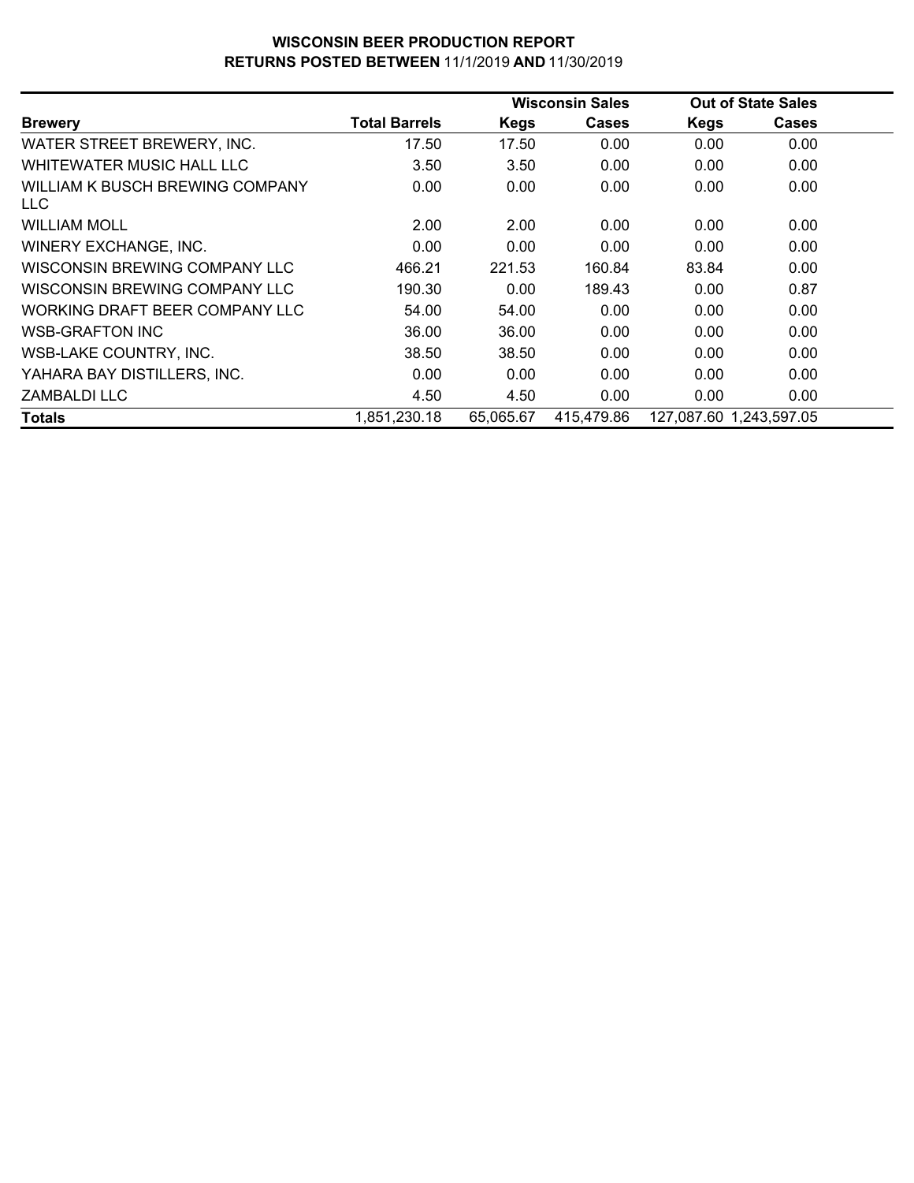**WISCONSIN BEER PRODUCTION REPORT**
**RETURNS POSTED BETWEEN** 11/1/2019 **AND** 11/30/2019

| | | Wisconsin Sales | | Out of State Sales | |
|---|---|---|---|---|---|
| **Brewery** | **Total Barrels** | **Kegs** | **Cases** | **Kegs** | **Cases** |
| WATER STREET BREWERY, INC. | 17.50 | 17.50 | 0.00 | 0.00 | 0.00 |
| WHITEWATER MUSIC HALL LLC | 3.50 | 3.50 | 0.00 | 0.00 | 0.00 |
| WILLIAM K BUSCH BREWING COMPANY LLC | 0.00 | 0.00 | 0.00 | 0.00 | 0.00 |
| WILLIAM MOLL | 2.00 | 2.00 | 0.00 | 0.00 | 0.00 |
| WINERY EXCHANGE, INC. | 0.00 | 0.00 | 0.00 | 0.00 | 0.00 |
| WISCONSIN BREWING COMPANY LLC | 466.21 | 221.53 | 160.84 | 83.84 | 0.00 |
| WISCONSIN BREWING COMPANY LLC | 190.30 | 0.00 | 189.43 | 0.00 | 0.87 |
| WORKING DRAFT BEER COMPANY LLC | 54.00 | 54.00 | 0.00 | 0.00 | 0.00 |
| WSB-GRAFTON INC | 36.00 | 36.00 | 0.00 | 0.00 | 0.00 |
| WSB-LAKE COUNTRY, INC. | 38.50 | 38.50 | 0.00 | 0.00 | 0.00 |
| YAHARA BAY DISTILLERS, INC. | 0.00 | 0.00 | 0.00 | 0.00 | 0.00 |
| ZAMBALDI LLC | 4.50 | 4.50 | 0.00 | 0.00 | 0.00 |
| **Totals** | 1,851,230.18 | 65,065.67 | 415,479.86 | 127,087.60 | 1,243,597.05 |